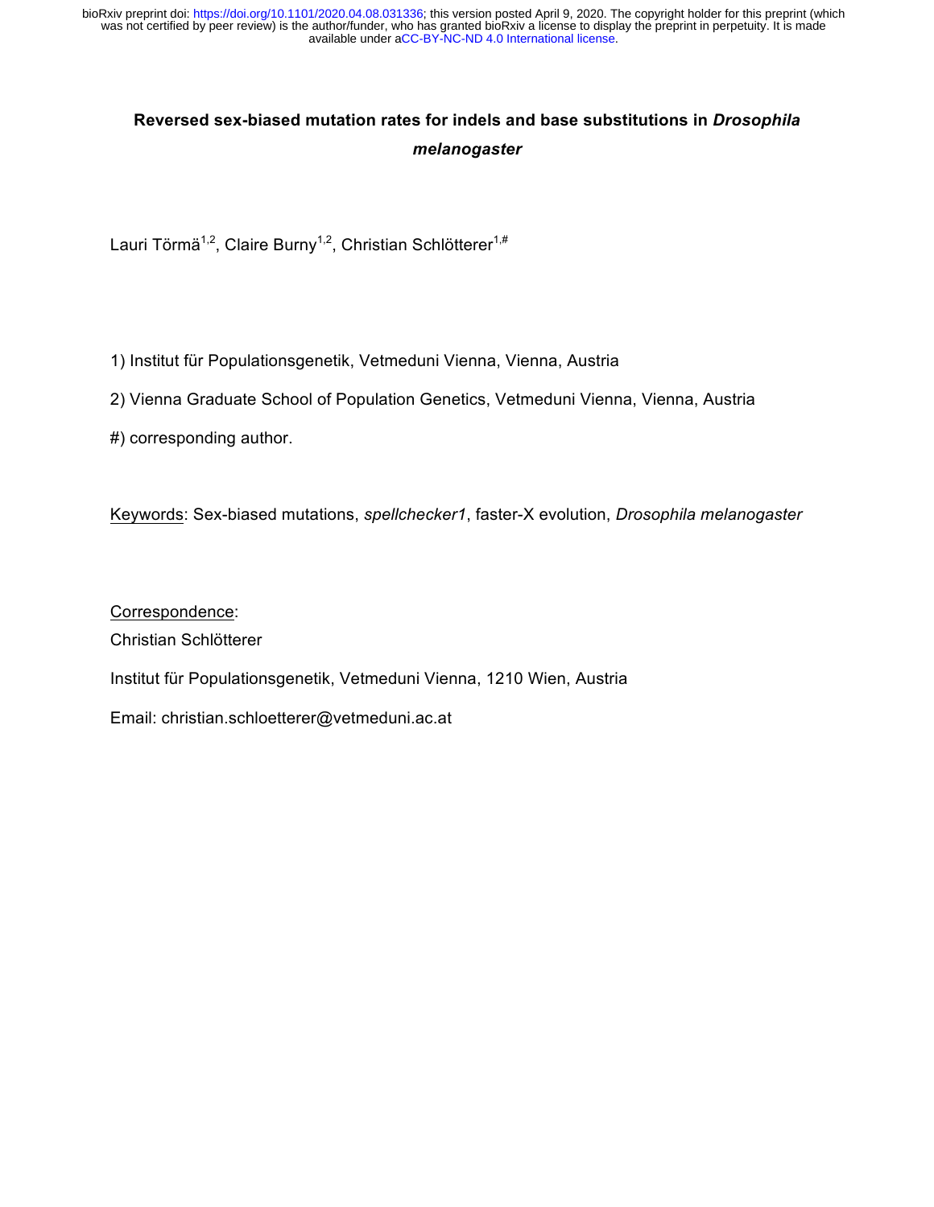# Reversed sex-biased mutation rates for indels and base substitutions in *Drosophila melanogaster*

Lauri Törmä[1,2], Claire Burny[1,2], Christian Schlötterer[1,#]

1) Institut für Populationsgenetik, Vetmeduni Vienna, Vienna, Austria

2) Vienna Graduate School of Population Genetics, Vetmeduni Vienna, Vienna, Austria

#) corresponding author.

Keywords: Sex-biased mutations, *spellchecker1*, faster-X evolution, *Drosophila melanogaster*

Correspondence:

Christian Schlötterer

Institut für Populationsgenetik, Vetmeduni Vienna, 1210 Wien, Austria

Email: christian.schloetterer@vetmeduni.ac.at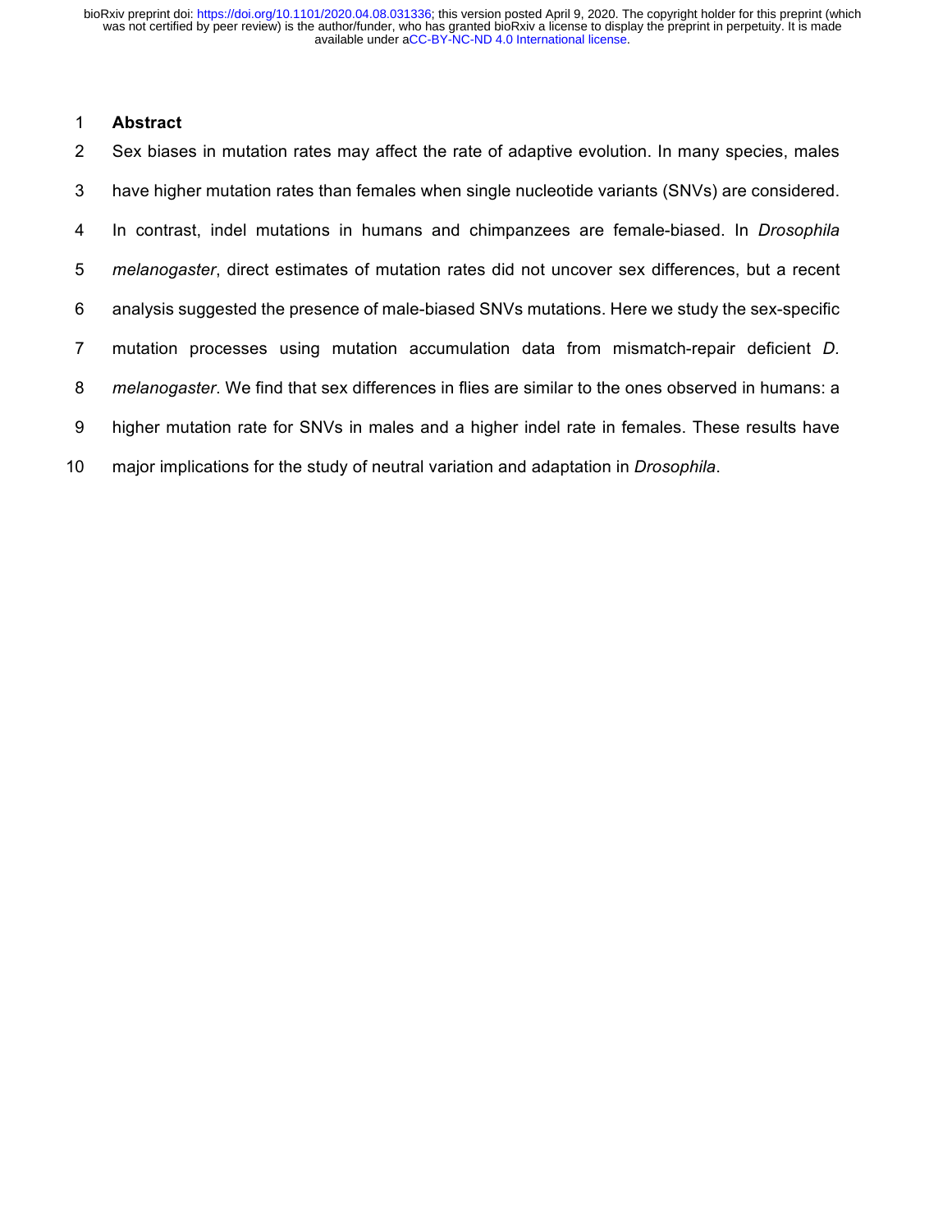## Abstract

Sex biases in mutation rates may affect the rate of adaptive evolution. In many species, males have higher mutation rates than females when single nucleotide variants (SNVs) are considered. In contrast, indel mutations in humans and chimpanzees are female-biased. In *Drosophila melanogaster*, direct estimates of mutation rates did not uncover sex differences, but a recent analysis suggested the presence of male-biased SNVs mutations. Here we study the sex-specific mutation processes using mutation accumulation data from mismatch-repair deficient *D. melanogaster*. We find that sex differences in flies are similar to the ones observed in humans: a higher mutation rate for SNVs in males and a higher indel rate in females. These results have major implications for the study of neutral variation and adaptation in *Drosophila*.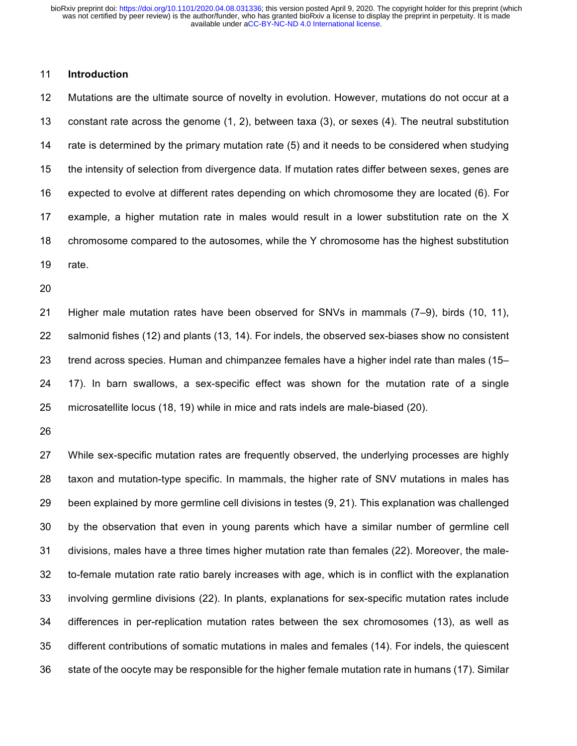## Introduction

Mutations are the ultimate source of novelty in evolution. However, mutations do not occur at a constant rate across the genome (1, 2), between taxa (3), or sexes (4). The neutral substitution rate is determined by the primary mutation rate (5) and it needs to be considered when studying the intensity of selection from divergence data. If mutation rates differ between sexes, genes are expected to evolve at different rates depending on which chromosome they are located (6). For example, a higher mutation rate in males would result in a lower substitution rate on the X chromosome compared to the autosomes, while the Y chromosome has the highest substitution rate.

Higher male mutation rates have been observed for SNVs in mammals (7–9), birds (10, 11), salmonid fishes (12) and plants (13, 14). For indels, the observed sex-biases show no consistent trend across species. Human and chimpanzee females have a higher indel rate than males (15–17). In barn swallows, a sex-specific effect was shown for the mutation rate of a single microsatellite locus (18, 19) while in mice and rats indels are male-biased (20).

While sex-specific mutation rates are frequently observed, the underlying processes are highly taxon and mutation-type specific. In mammals, the higher rate of SNV mutations in males has been explained by more germline cell divisions in testes (9, 21). This explanation was challenged by the observation that even in young parents which have a similar number of germline cell divisions, males have a three times higher mutation rate than females (22). Moreover, the male-to-female mutation rate ratio barely increases with age, which is in conflict with the explanation involving germline divisions (22). In plants, explanations for sex-specific mutation rates include differences in per-replication mutation rates between the sex chromosomes (13), as well as different contributions of somatic mutations in males and females (14). For indels, the quiescent state of the oocyte may be responsible for the higher female mutation rate in humans (17). Similar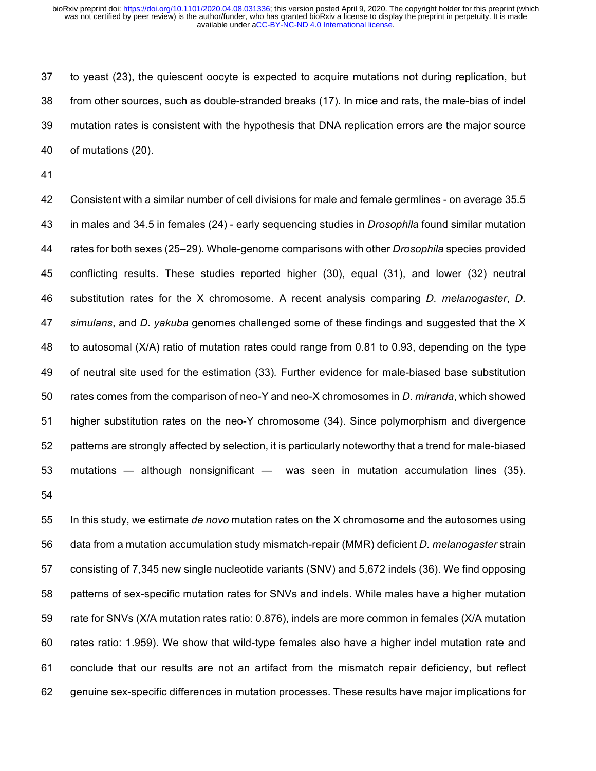to yeast (23), the quiescent oocyte is expected to acquire mutations not during replication, but from other sources, such as double-stranded breaks (17). In mice and rats, the male-bias of indel mutation rates is consistent with the hypothesis that DNA replication errors are the major source of mutations (20).

Consistent with a similar number of cell divisions for male and female germlines - on average 35.5 in males and 34.5 in females (24) - early sequencing studies in *Drosophila* found similar mutation rates for both sexes (25–29). Whole-genome comparisons with other *Drosophila* species provided conflicting results. These studies reported higher (30), equal (31), and lower (32) neutral substitution rates for the X chromosome. A recent analysis comparing *D. melanogaster*, *D. simulans*, and *D. yakuba* genomes challenged some of these findings and suggested that the X to autosomal (X/A) ratio of mutation rates could range from 0.81 to 0.93, depending on the type of neutral site used for the estimation (33). Further evidence for male-biased base substitution rates comes from the comparison of neo-Y and neo-X chromosomes in *D. miranda*, which showed higher substitution rates on the neo-Y chromosome (34). Since polymorphism and divergence patterns are strongly affected by selection, it is particularly noteworthy that a trend for male-biased mutations — although nonsignificant — was seen in mutation accumulation lines (35).

In this study, we estimate *de novo* mutation rates on the X chromosome and the autosomes using data from a mutation accumulation study mismatch-repair (MMR) deficient *D. melanogaster* strain consisting of 7,345 new single nucleotide variants (SNV) and 5,672 indels (36). We find opposing patterns of sex-specific mutation rates for SNVs and indels. While males have a higher mutation rate for SNVs (X/A mutation rates ratio: 0.876), indels are more common in females (X/A mutation rates ratio: 1.959). We show that wild-type females also have a higher indel mutation rate and conclude that our results are not an artifact from the mismatch repair deficiency, but reflect genuine sex-specific differences in mutation processes. These results have major implications for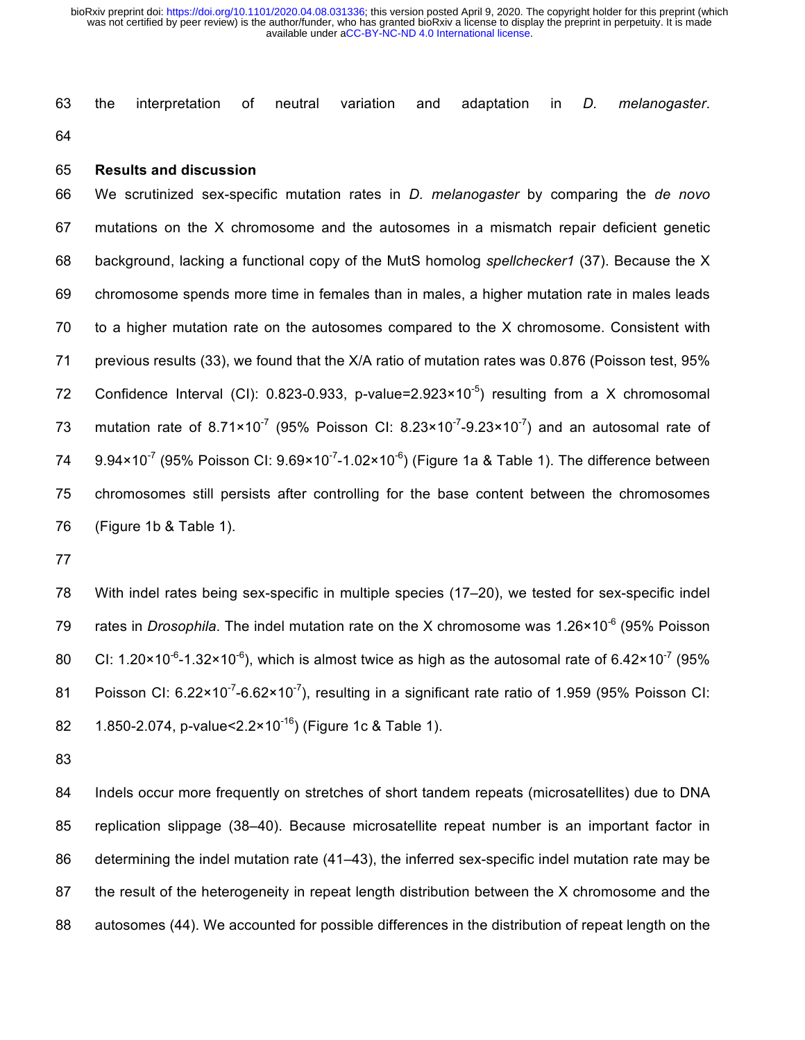the interpretation of neutral variation and adaptation in *D. melanogaster*.

## Results and discussion

We scrutinized sex-specific mutation rates in *D. melanogaster* by comparing the *de novo* mutations on the X chromosome and the autosomes in a mismatch repair deficient genetic background, lacking a functional copy of the MutS homolog *spellchecker1* (37). Because the X chromosome spends more time in females than in males, a higher mutation rate in males leads to a higher mutation rate on the autosomes compared to the X chromosome. Consistent with previous results (33), we found that the X/A ratio of mutation rates was 0.876 (Poisson test, 95% Confidence Interval (CI): 0.823-0.933, p-value=$2.923\times10^{-5}$) resulting from a X chromosomal mutation rate of $8.71\times10^{-7}$ (95% Poisson CI: $8.23\times10^{-7}$-$9.23\times10^{-7}$) and an autosomal rate of $9.94\times10^{-7}$ (95% Poisson CI: $9.69\times10^{-7}$-$1.02\times10^{-6}$) (Figure 1a & Table 1). The difference between chromosomes still persists after controlling for the base content between the chromosomes (Figure 1b & Table 1).

With indel rates being sex-specific in multiple species (17–20), we tested for sex-specific indel rates in *Drosophila*. The indel mutation rate on the X chromosome was $1.26\times10^{-6}$ (95% Poisson CI: $1.20\times10^{-6}$-$1.32\times10^{-6}$), which is almost twice as high as the autosomal rate of $6.42\times10^{-7}$ (95% Poisson CI: $6.22\times10^{-7}$-$6.62\times10^{-7}$), resulting in a significant rate ratio of 1.959 (95% Poisson CI: 1.850-2.074, p-value<$2.2\times10^{-16}$) (Figure 1c & Table 1).

Indels occur more frequently on stretches of short tandem repeats (microsatellites) due to DNA replication slippage (38–40). Because microsatellite repeat number is an important factor in determining the indel mutation rate (41–43), the inferred sex-specific indel mutation rate may be the result of the heterogeneity in repeat length distribution between the X chromosome and the autosomes (44). We accounted for possible differences in the distribution of repeat length on the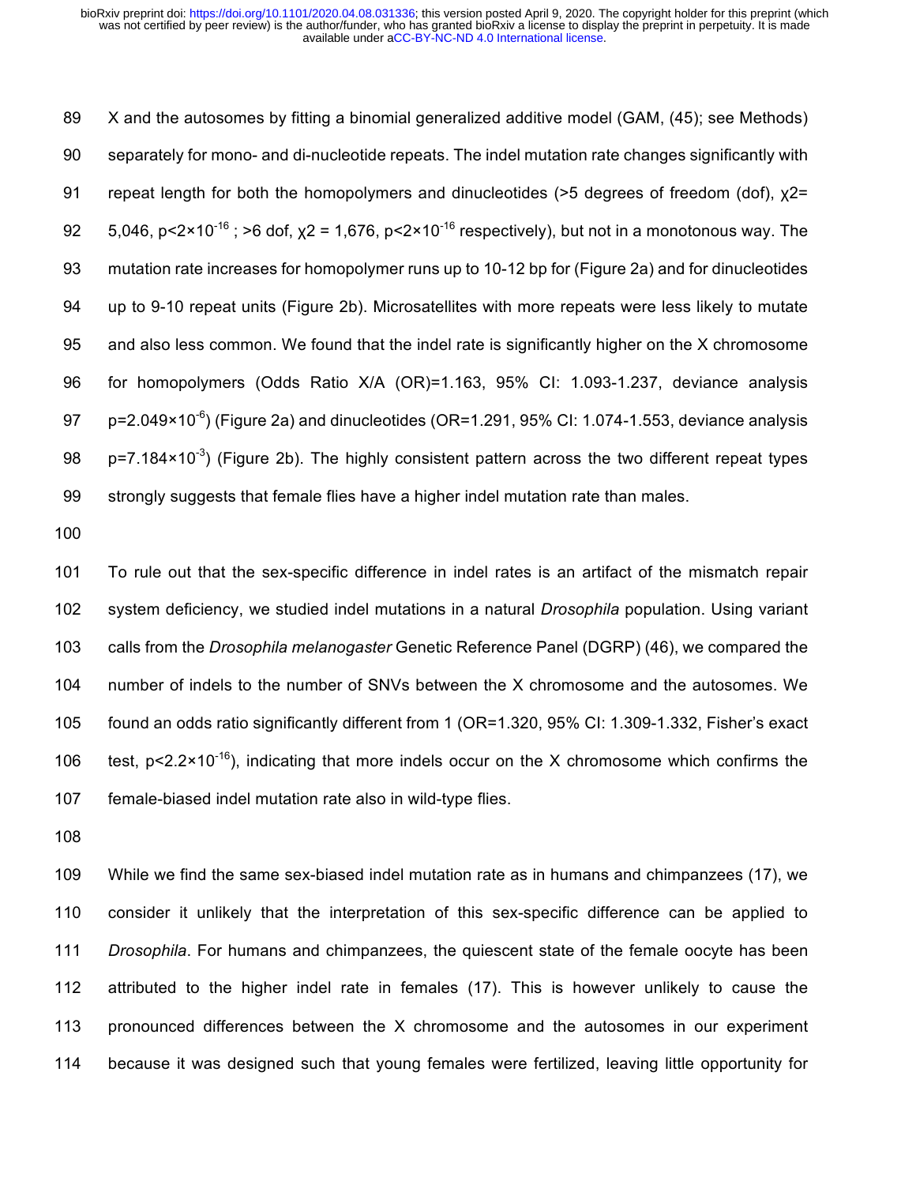X and the autosomes by fitting a binomial generalized additive model (GAM, (45); see Methods) separately for mono- and di-nucleotide repeats. The indel mutation rate changes significantly with repeat length for both the homopolymers and dinucleotides (>5 degrees of freedom (dof), $\chi2$= 5,046, $p<2\times10^{-16}$ ; >6 dof, $\chi2$ = 1,676, $p<2\times10^{-16}$ respectively), but not in a monotonous way. The mutation rate increases for homopolymer runs up to 10-12 bp for (Figure 2a) and for dinucleotides up to 9-10 repeat units (Figure 2b). Microsatellites with more repeats were less likely to mutate and also less common. We found that the indel rate is significantly higher on the X chromosome for homopolymers (Odds Ratio X/A (OR)=1.163, 95% CI: 1.093-1.237, deviance analysis $p=2.049\times10^{-6}$) (Figure 2a) and dinucleotides (OR=1.291, 95% CI: 1.074-1.553, deviance analysis $p=7.184\times10^{-3}$) (Figure 2b). The highly consistent pattern across the two different repeat types strongly suggests that female flies have a higher indel mutation rate than males.

To rule out that the sex-specific difference in indel rates is an artifact of the mismatch repair system deficiency, we studied indel mutations in a natural *Drosophila* population. Using variant calls from the *Drosophila melanogaster* Genetic Reference Panel (DGRP) (46), we compared the number of indels to the number of SNVs between the X chromosome and the autosomes. We found an odds ratio significantly different from 1 (OR=1.320, 95% CI: 1.309-1.332, Fisher's exact test, $p<2.2\times10^{-16}$), indicating that more indels occur on the X chromosome which confirms the female-biased indel mutation rate also in wild-type flies.

While we find the same sex-biased indel mutation rate as in humans and chimpanzees (17), we consider it unlikely that the interpretation of this sex-specific difference can be applied to *Drosophila*. For humans and chimpanzees, the quiescent state of the female oocyte has been attributed to the higher indel rate in females (17). This is however unlikely to cause the pronounced differences between the X chromosome and the autosomes in our experiment because it was designed such that young females were fertilized, leaving little opportunity for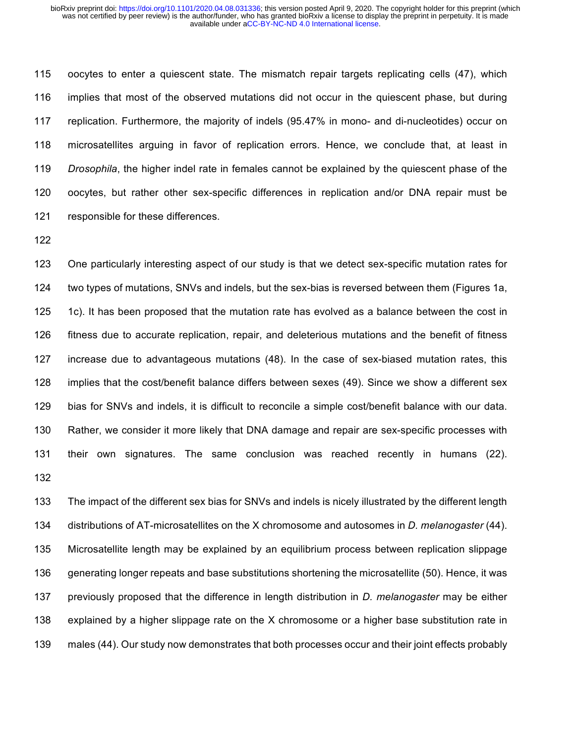oocytes to enter a quiescent state. The mismatch repair targets replicating cells (47), which implies that most of the observed mutations did not occur in the quiescent phase, but during replication. Furthermore, the majority of indels (95.47% in mono- and di-nucleotides) occur on microsatellites arguing in favor of replication errors. Hence, we conclude that, at least in *Drosophila*, the higher indel rate in females cannot be explained by the quiescent phase of the oocytes, but rather other sex-specific differences in replication and/or DNA repair must be responsible for these differences.

One particularly interesting aspect of our study is that we detect sex-specific mutation rates for two types of mutations, SNVs and indels, but the sex-bias is reversed between them (Figures 1a, 1c). It has been proposed that the mutation rate has evolved as a balance between the cost in fitness due to accurate replication, repair, and deleterious mutations and the benefit of fitness increase due to advantageous mutations (48). In the case of sex-biased mutation rates, this implies that the cost/benefit balance differs between sexes (49). Since we show a different sex bias for SNVs and indels, it is difficult to reconcile a simple cost/benefit balance with our data. Rather, we consider it more likely that DNA damage and repair are sex-specific processes with their own signatures. The same conclusion was reached recently in humans (22).

The impact of the different sex bias for SNVs and indels is nicely illustrated by the different length distributions of AT-microsatellites on the X chromosome and autosomes in *D. melanogaster* (44). Microsatellite length may be explained by an equilibrium process between replication slippage generating longer repeats and base substitutions shortening the microsatellite (50). Hence, it was previously proposed that the difference in length distribution in *D. melanogaster* may be either explained by a higher slippage rate on the X chromosome or a higher base substitution rate in males (44). Our study now demonstrates that both processes occur and their joint effects probably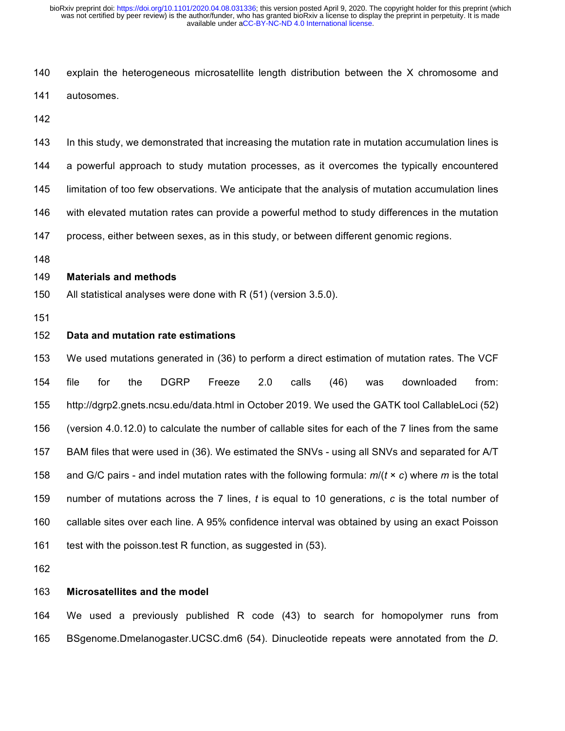explain the heterogeneous microsatellite length distribution between the X chromosome and autosomes.

In this study, we demonstrated that increasing the mutation rate in mutation accumulation lines is a powerful approach to study mutation processes, as it overcomes the typically encountered limitation of too few observations. We anticipate that the analysis of mutation accumulation lines with elevated mutation rates can provide a powerful method to study differences in the mutation process, either between sexes, as in this study, or between different genomic regions.

## Materials and methods

All statistical analyses were done with R (51) (version 3.5.0).

### Data and mutation rate estimations

We used mutations generated in (36) to perform a direct estimation of mutation rates. The VCF file for the DGRP Freeze 2.0 calls (46) was downloaded from: http://dgrp2.gnets.ncsu.edu/data.html in October 2019. We used the GATK tool CallableLoci (52) (version 4.0.12.0) to calculate the number of callable sites for each of the 7 lines from the same BAM files that were used in (36). We estimated the SNVs - using all SNVs and separated for A/T and G/C pairs - and indel mutation rates with the following formula: $m/(t \times c)$ where $m$ is the total number of mutations across the 7 lines, $t$ is equal to 10 generations, $c$ is the total number of callable sites over each line. A 95% confidence interval was obtained by using an exact Poisson test with the poisson.test R function, as suggested in (53).

### Microsatellites and the model

We used a previously published R code (43) to search for homopolymer runs from BSgenome.Dmelanogaster.UCSC.dm6 (54). Dinucleotide repeats were annotated from the *D.*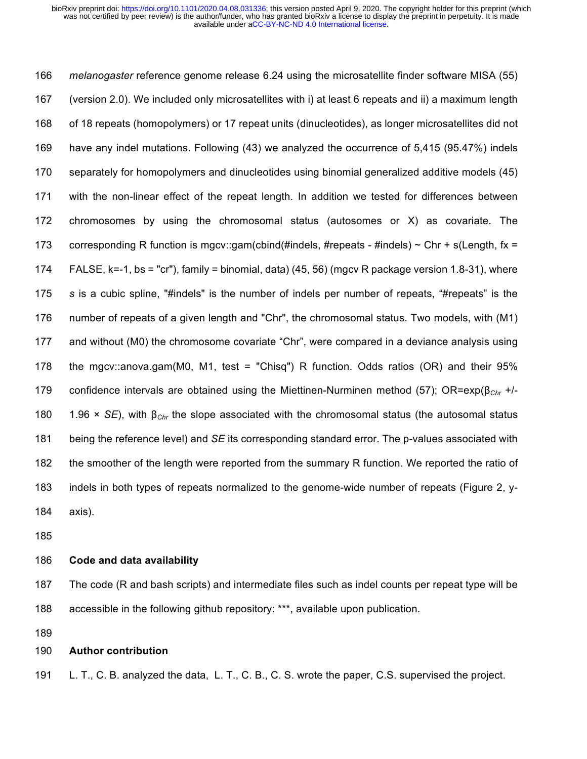*melanogaster* reference genome release 6.24 using the microsatellite finder software MISA (55) (version 2.0). We included only microsatellites with i) at least 6 repeats and ii) a maximum length of 18 repeats (homopolymers) or 17 repeat units (dinucleotides), as longer microsatellites did not have any indel mutations. Following (43) we analyzed the occurrence of 5,415 (95.47%) indels separately for homopolymers and dinucleotides using binomial generalized additive models (45) with the non-linear effect of the repeat length. In addition we tested for differences between chromosomes by using the chromosomal status (autosomes or X) as covariate. The corresponding R function is mgcv::gam(cbind(#indels, #repeats - #indels) ~ Chr + s(Length, fx = FALSE, k=-1, bs = "cr"), family = binomial, data) (45, 56) (mgcv R package version 1.8-31), where *s* is a cubic spline, "#indels" is the number of indels per number of repeats, "#repeats" is the number of repeats of a given length and "Chr", the chromosomal status. Two models, with (M1) and without (M0) the chromosome covariate "Chr", were compared in a deviance analysis using the mgcv::anova.gam(M0, M1, test = "Chisq") R function. Odds ratios (OR) and their 95% confidence intervals are obtained using the Miettinen-Nurminen method (57); OR=exp($\beta_{Chr}$ +/- 1.96 × *SE*), with $\beta_{Chr}$ the slope associated with the chromosomal status (the autosomal status being the reference level) and *SE* its corresponding standard error. The p-values associated with the smoother of the length were reported from the summary R function. We reported the ratio of indels in both types of repeats normalized to the genome-wide number of repeats (Figure 2, y-axis).

**Code and data availability**

The code (R and bash scripts) and intermediate files such as indel counts per repeat type will be accessible in the following github repository: ***, available upon publication.

**Author contribution**

L. T., C. B. analyzed the data, L. T., C. B., C. S. wrote the paper, C.S. supervised the project.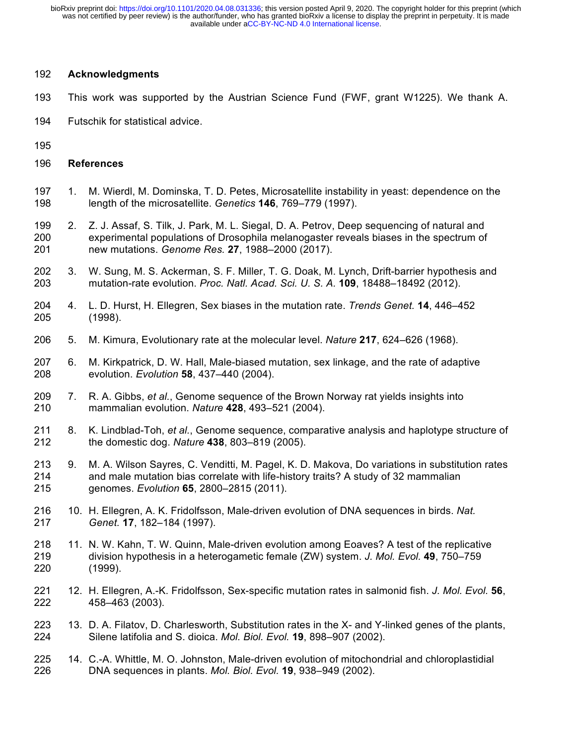## Acknowledgments

This work was supported by the Austrian Science Fund (FWF, grant W1225). We thank A. Futschik for statistical advice.

## References

1. M. Wierdl, M. Dominska, T. D. Petes, Microsatellite instability in yeast: dependence on the length of the microsatellite. *Genetics* **146**, 769–779 (1997).
2. Z. J. Assaf, S. Tilk, J. Park, M. L. Siegal, D. A. Petrov, Deep sequencing of natural and experimental populations of Drosophila melanogaster reveals biases in the spectrum of new mutations. *Genome Res.* **27**, 1988–2000 (2017).
3. W. Sung, M. S. Ackerman, S. F. Miller, T. G. Doak, M. Lynch, Drift-barrier hypothesis and mutation-rate evolution. *Proc. Natl. Acad. Sci. U. S. A.* **109**, 18488–18492 (2012).
4. L. D. Hurst, H. Ellegren, Sex biases in the mutation rate. *Trends Genet.* **14**, 446–452 (1998).
5. M. Kimura, Evolutionary rate at the molecular level. *Nature* **217**, 624–626 (1968).
6. M. Kirkpatrick, D. W. Hall, Male-biased mutation, sex linkage, and the rate of adaptive evolution. *Evolution* **58**, 437–440 (2004).
7. R. A. Gibbs, *et al.*, Genome sequence of the Brown Norway rat yields insights into mammalian evolution. *Nature* **428**, 493–521 (2004).
8. K. Lindblad-Toh, *et al.*, Genome sequence, comparative analysis and haplotype structure of the domestic dog. *Nature* **438**, 803–819 (2005).
9. M. A. Wilson Sayres, C. Venditti, M. Pagel, K. D. Makova, Do variations in substitution rates and male mutation bias correlate with life-history traits? A study of 32 mammalian genomes. *Evolution* **65**, 2800–2815 (2011).
10. H. Ellegren, A. K. Fridolfsson, Male-driven evolution of DNA sequences in birds. *Nat. Genet.* **17**, 182–184 (1997).
11. N. W. Kahn, T. W. Quinn, Male-driven evolution among Eoaves? A test of the replicative division hypothesis in a heterogametic female (ZW) system. *J. Mol. Evol.* **49**, 750–759 (1999).
12. H. Ellegren, A.-K. Fridolfsson, Sex-specific mutation rates in salmonid fish. *J. Mol. Evol.* **56**, 458–463 (2003).
13. D. A. Filatov, D. Charlesworth, Substitution rates in the X- and Y-linked genes of the plants, Silene latifolia and S. dioica. *Mol. Biol. Evol.* **19**, 898–907 (2002).
14. C.-A. Whittle, M. O. Johnston, Male-driven evolution of mitochondrial and chloroplastidial DNA sequences in plants. *Mol. Biol. Evol.* **19**, 938–949 (2002).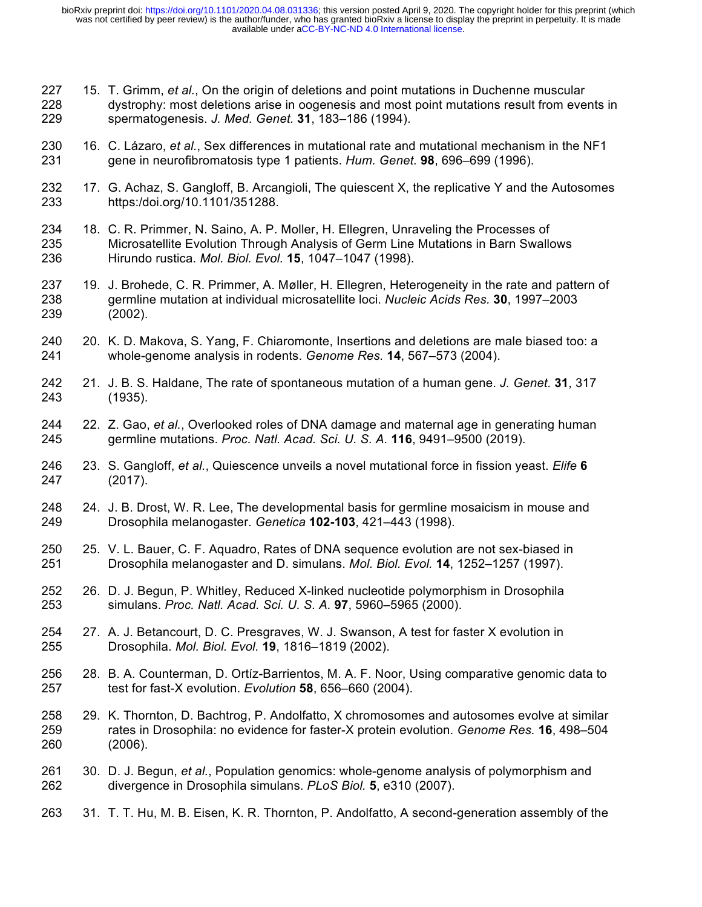15. T. Grimm, *et al.*, On the origin of deletions and point mutations in Duchenne muscular dystrophy: most deletions arise in oogenesis and most point mutations result from events in spermatogenesis. *J. Med. Genet.* **31**, 183–186 (1994).

16. C. Lázaro, *et al.*, Sex differences in mutational rate and mutational mechanism in the NF1 gene in neurofibromatosis type 1 patients. *Hum. Genet.* **98**, 696–699 (1996).

17. G. Achaz, S. Gangloff, B. Arcangioli, The quiescent X, the replicative Y and the Autosomes https:/doi.org/10.1101/351288.

18. C. R. Primmer, N. Saino, A. P. Moller, H. Ellegren, Unraveling the Processes of Microsatellite Evolution Through Analysis of Germ Line Mutations in Barn Swallows Hirundo rustica. *Mol. Biol. Evol.* **15**, 1047–1047 (1998).

19. J. Brohede, C. R. Primmer, A. Møller, H. Ellegren, Heterogeneity in the rate and pattern of germline mutation at individual microsatellite loci. *Nucleic Acids Res.* **30**, 1997–2003 (2002).

20. K. D. Makova, S. Yang, F. Chiaromonte, Insertions and deletions are male biased too: a whole-genome analysis in rodents. *Genome Res.* **14**, 567–573 (2004).

21. J. B. S. Haldane, The rate of spontaneous mutation of a human gene. *J. Genet.* **31**, 317 (1935).

22. Z. Gao, *et al.*, Overlooked roles of DNA damage and maternal age in generating human germline mutations. *Proc. Natl. Acad. Sci. U. S. A.* **116**, 9491–9500 (2019).

23. S. Gangloff, *et al.*, Quiescence unveils a novel mutational force in fission yeast. *Elife* **6** (2017).

24. J. B. Drost, W. R. Lee, The developmental basis for germline mosaicism in mouse and Drosophila melanogaster. *Genetica* **102-103**, 421–443 (1998).

25. V. L. Bauer, C. F. Aquadro, Rates of DNA sequence evolution are not sex-biased in Drosophila melanogaster and D. simulans. *Mol. Biol. Evol.* **14**, 1252–1257 (1997).

26. D. J. Begun, P. Whitley, Reduced X-linked nucleotide polymorphism in Drosophila simulans. *Proc. Natl. Acad. Sci. U. S. A.* **97**, 5960–5965 (2000).

27. A. J. Betancourt, D. C. Presgraves, W. J. Swanson, A test for faster X evolution in Drosophila. *Mol. Biol. Evol.* **19**, 1816–1819 (2002).

28. B. A. Counterman, D. Ortíz-Barrientos, M. A. F. Noor, Using comparative genomic data to test for fast-X evolution. *Evolution* **58**, 656–660 (2004).

29. K. Thornton, D. Bachtrog, P. Andolfatto, X chromosomes and autosomes evolve at similar rates in Drosophila: no evidence for faster-X protein evolution. *Genome Res.* **16**, 498–504 (2006).

30. D. J. Begun, *et al.*, Population genomics: whole-genome analysis of polymorphism and divergence in Drosophila simulans. *PLoS Biol.* **5**, e310 (2007).

31. T. T. Hu, M. B. Eisen, K. R. Thornton, P. Andolfatto, A second-generation assembly of the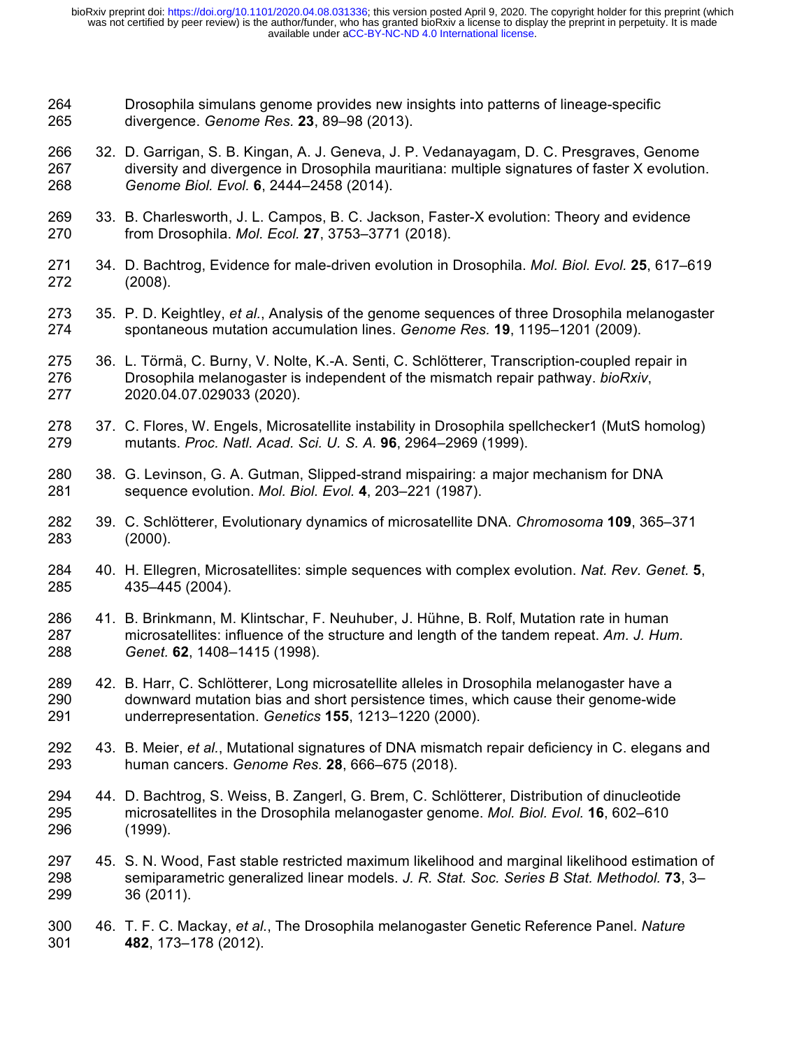Drosophila simulans genome provides new insights into patterns of lineage-specific divergence. *Genome Res.* **23**, 89–98 (2013).

32. D. Garrigan, S. B. Kingan, A. J. Geneva, J. P. Vedanayagam, D. C. Presgraves, Genome diversity and divergence in Drosophila mauritiana: multiple signatures of faster X evolution. *Genome Biol. Evol.* **6**, 2444–2458 (2014).
33. B. Charlesworth, J. L. Campos, B. C. Jackson, Faster-X evolution: Theory and evidence from Drosophila. *Mol. Ecol.* **27**, 3753–3771 (2018).
34. D. Bachtrog, Evidence for male-driven evolution in Drosophila. *Mol. Biol. Evol.* **25**, 617–619 (2008).
35. P. D. Keightley, *et al.*, Analysis of the genome sequences of three Drosophila melanogaster spontaneous mutation accumulation lines. *Genome Res.* **19**, 1195–1201 (2009).
36. L. Törmä, C. Burny, V. Nolte, K.-A. Senti, C. Schlötterer, Transcription-coupled repair in Drosophila melanogaster is independent of the mismatch repair pathway. *bioRxiv*, 2020.04.07.029033 (2020).
37. C. Flores, W. Engels, Microsatellite instability in Drosophila spellchecker1 (MutS homolog) mutants. *Proc. Natl. Acad. Sci. U. S. A.* **96**, 2964–2969 (1999).
38. G. Levinson, G. A. Gutman, Slipped-strand mispairing: a major mechanism for DNA sequence evolution. *Mol. Biol. Evol.* **4**, 203–221 (1987).
39. C. Schlötterer, Evolutionary dynamics of microsatellite DNA. *Chromosoma* **109**, 365–371 (2000).
40. H. Ellegren, Microsatellites: simple sequences with complex evolution. *Nat. Rev. Genet.* **5**, 435–445 (2004).
41. B. Brinkmann, M. Klintschar, F. Neuhuber, J. Hühne, B. Rolf, Mutation rate in human microsatellites: influence of the structure and length of the tandem repeat. *Am. J. Hum. Genet.* **62**, 1408–1415 (1998).
42. B. Harr, C. Schlötterer, Long microsatellite alleles in Drosophila melanogaster have a downward mutation bias and short persistence times, which cause their genome-wide underrepresentation. *Genetics* **155**, 1213–1220 (2000).
43. B. Meier, *et al.*, Mutational signatures of DNA mismatch repair deficiency in C. elegans and human cancers. *Genome Res.* **28**, 666–675 (2018).
44. D. Bachtrog, S. Weiss, B. Zangerl, G. Brem, C. Schlötterer, Distribution of dinucleotide microsatellites in the Drosophila melanogaster genome. *Mol. Biol. Evol.* **16**, 602–610 (1999).
45. S. N. Wood, Fast stable restricted maximum likelihood and marginal likelihood estimation of semiparametric generalized linear models. *J. R. Stat. Soc. Series B Stat. Methodol.* **73**, 3–36 (2011).
46. T. F. C. Mackay, *et al.*, The Drosophila melanogaster Genetic Reference Panel. *Nature* **482**, 173–178 (2012).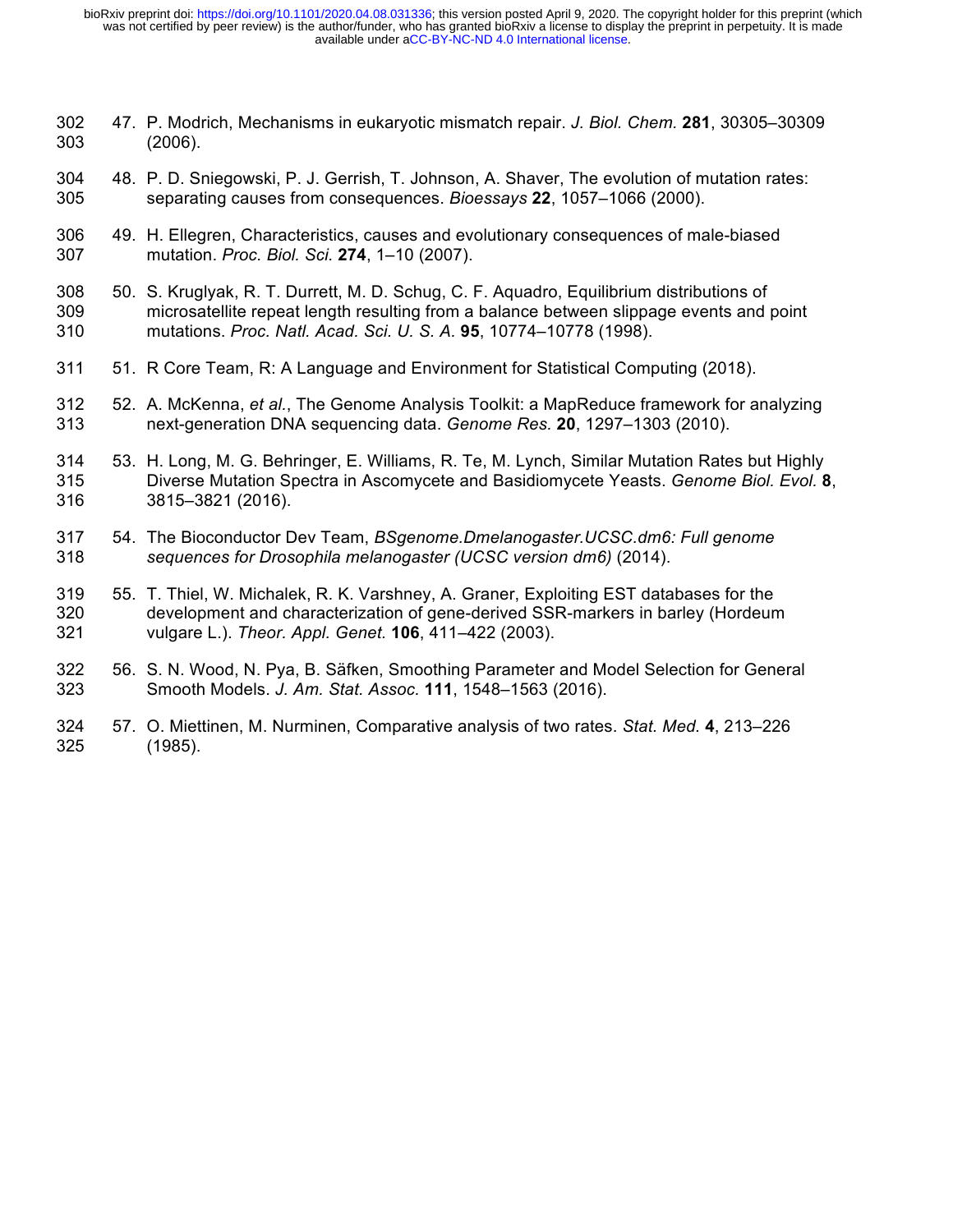47. P. Modrich, Mechanisms in eukaryotic mismatch repair. *J. Biol. Chem.* **281**, 30305–30309 (2006).

48. P. D. Sniegowski, P. J. Gerrish, T. Johnson, A. Shaver, The evolution of mutation rates: separating causes from consequences. *Bioessays* **22**, 1057–1066 (2000).

49. H. Ellegren, Characteristics, causes and evolutionary consequences of male-biased mutation. *Proc. Biol. Sci.* **274**, 1–10 (2007).

50. S. Kruglyak, R. T. Durrett, M. D. Schug, C. F. Aquadro, Equilibrium distributions of microsatellite repeat length resulting from a balance between slippage events and point mutations. *Proc. Natl. Acad. Sci. U. S. A.* **95**, 10774–10778 (1998).

51. R Core Team, R: A Language and Environment for Statistical Computing (2018).

52. A. McKenna, *et al.*, The Genome Analysis Toolkit: a MapReduce framework for analyzing next-generation DNA sequencing data. *Genome Res.* **20**, 1297–1303 (2010).

53. H. Long, M. G. Behringer, E. Williams, R. Te, M. Lynch, Similar Mutation Rates but Highly Diverse Mutation Spectra in Ascomycete and Basidiomycete Yeasts. *Genome Biol. Evol.* **8**, 3815–3821 (2016).

54. The Bioconductor Dev Team, *BSgenome.Dmelanogaster.UCSC.dm6: Full genome sequences for Drosophila melanogaster (UCSC version dm6)* (2014).

55. T. Thiel, W. Michalek, R. K. Varshney, A. Graner, Exploiting EST databases for the development and characterization of gene-derived SSR-markers in barley (Hordeum vulgare L.). *Theor. Appl. Genet.* **106**, 411–422 (2003).

56. S. N. Wood, N. Pya, B. Säfken, Smoothing Parameter and Model Selection for General Smooth Models. *J. Am. Stat. Assoc.* **111**, 1548–1563 (2016).

57. O. Miettinen, M. Nurminen, Comparative analysis of two rates. *Stat. Med.* **4**, 213–226 (1985).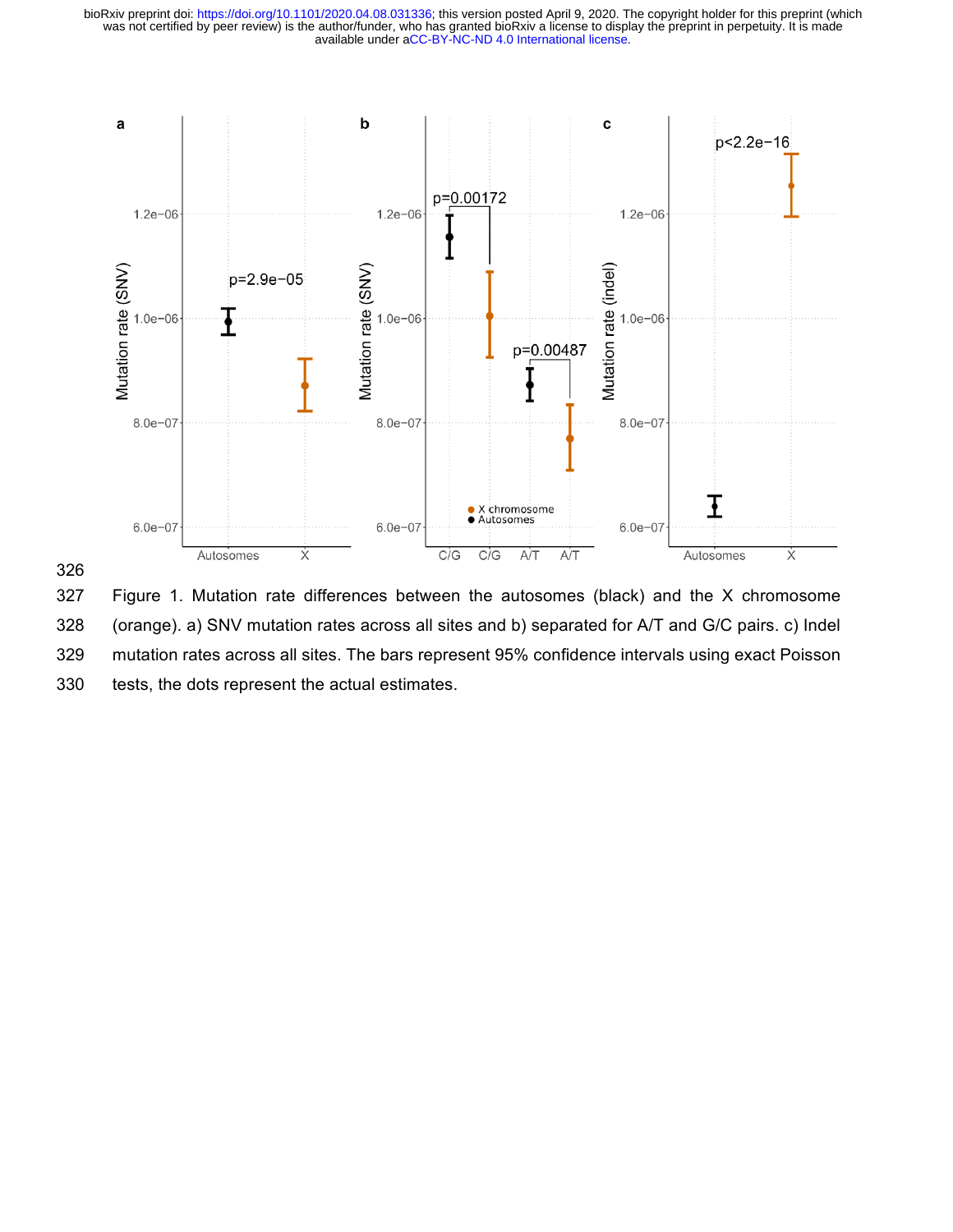Figure 1. Mutation rate differences between the autosomes (black) and the X chromosome (orange). a) SNV mutation rates across all sites and b) separated for A/T and G/C pairs. c) Indel mutation rates across all sites. The bars represent 95% confidence intervals using exact Poisson tests, the dots represent the actual estimates.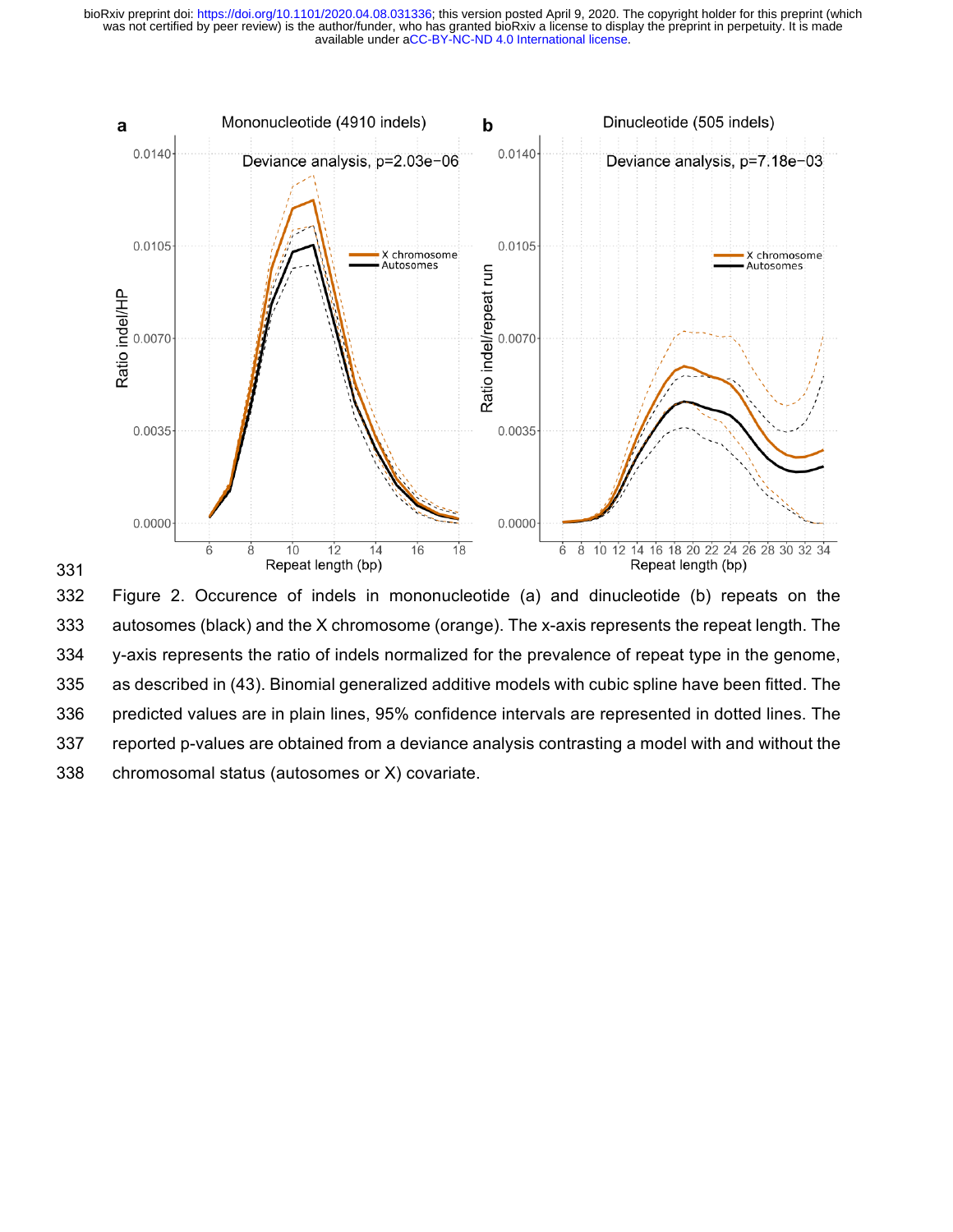Figure 2. Occurence of indels in mononucleotide (a) and dinucleotide (b) repeats on the autosomes (black) and the X chromosome (orange). The x-axis represents the repeat length. The y-axis represents the ratio of indels normalized for the prevalence of repeat type in the genome, as described in (43). Binomial generalized additive models with cubic spline have been fitted. The predicted values are in plain lines, 95% confidence intervals are represented in dotted lines. The reported p-values are obtained from a deviance analysis contrasting a model with and without the chromosomal status (autosomes or X) covariate.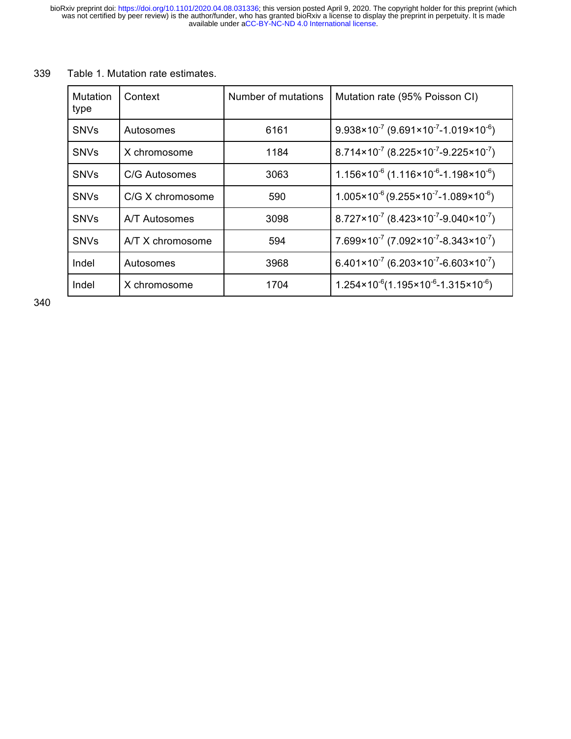Table 1. Mutation rate estimates.

| Mutation type | Context | Number of mutations | Mutation rate (95% Poisson CI) |
|---|---|---|---|
| SNVs | Autosomes | 6161 | $9.938\times10^{-7}$ ($9.691\times10^{-7}$-$1.019\times10^{-6}$) |
| SNVs | X chromosome | 1184 | $8.714\times10^{-7}$ ($8.225\times10^{-7}$-$9.225\times10^{-7}$) |
| SNVs | C/G Autosomes | 3063 | $1.156\times10^{-6}$ ($1.116\times10^{-6}$-$1.198\times10^{-6}$) |
| SNVs | C/G X chromosome | 590 | $1.005\times10^{-6}$ ($9.255\times10^{-7}$-$1.089\times10^{-6}$) |
| SNVs | A/T Autosomes | 3098 | $8.727\times10^{-7}$ ($8.423\times10^{-7}$-$9.040\times10^{-7}$) |
| SNVs | A/T X chromosome | 594 | $7.699\times10^{-7}$ ($7.092\times10^{-7}$-$8.343\times10^{-7}$) |
| Indel | Autosomes | 3968 | $6.401\times10^{-7}$ ($6.203\times10^{-7}$-$6.603\times10^{-7}$) |
| Indel | X chromosome | 1704 | $1.254\times10^{-6}$ ($1.195\times10^{-6}$-$1.315\times10^{-6}$) |